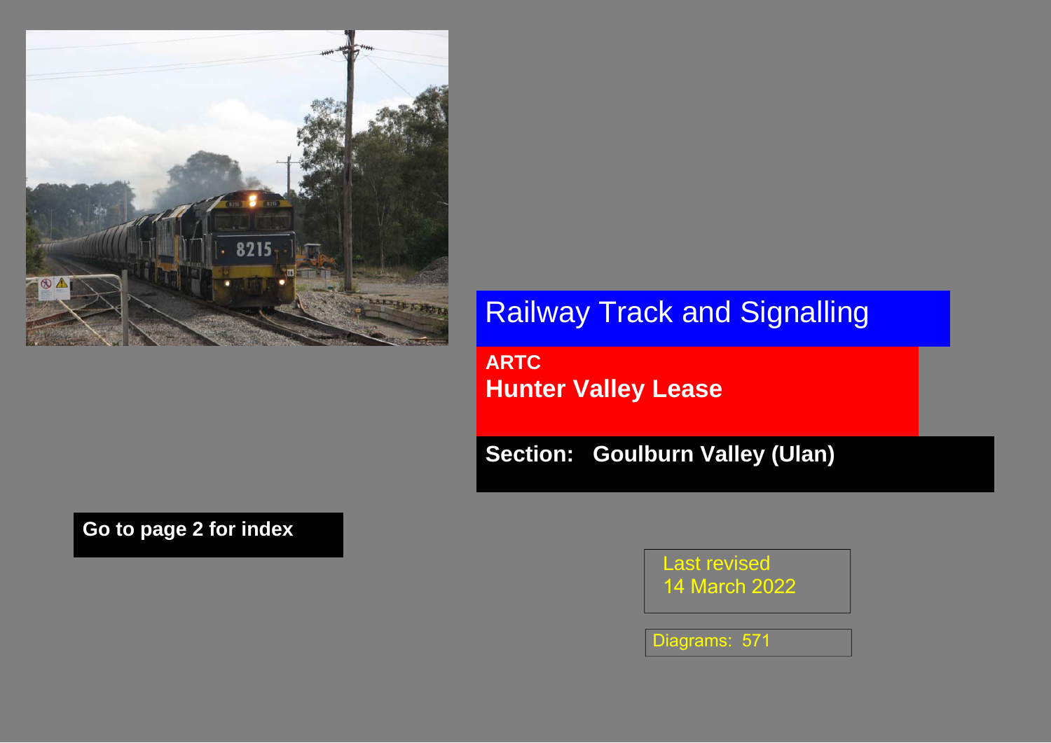# Railway Track and Signalling

## ARTC
## Hunter Valley Lease

**Section: Goulburn Valley (Ulan)**

**Go to page 2 for index**

Last revised
14 March 2022

Diagrams: 571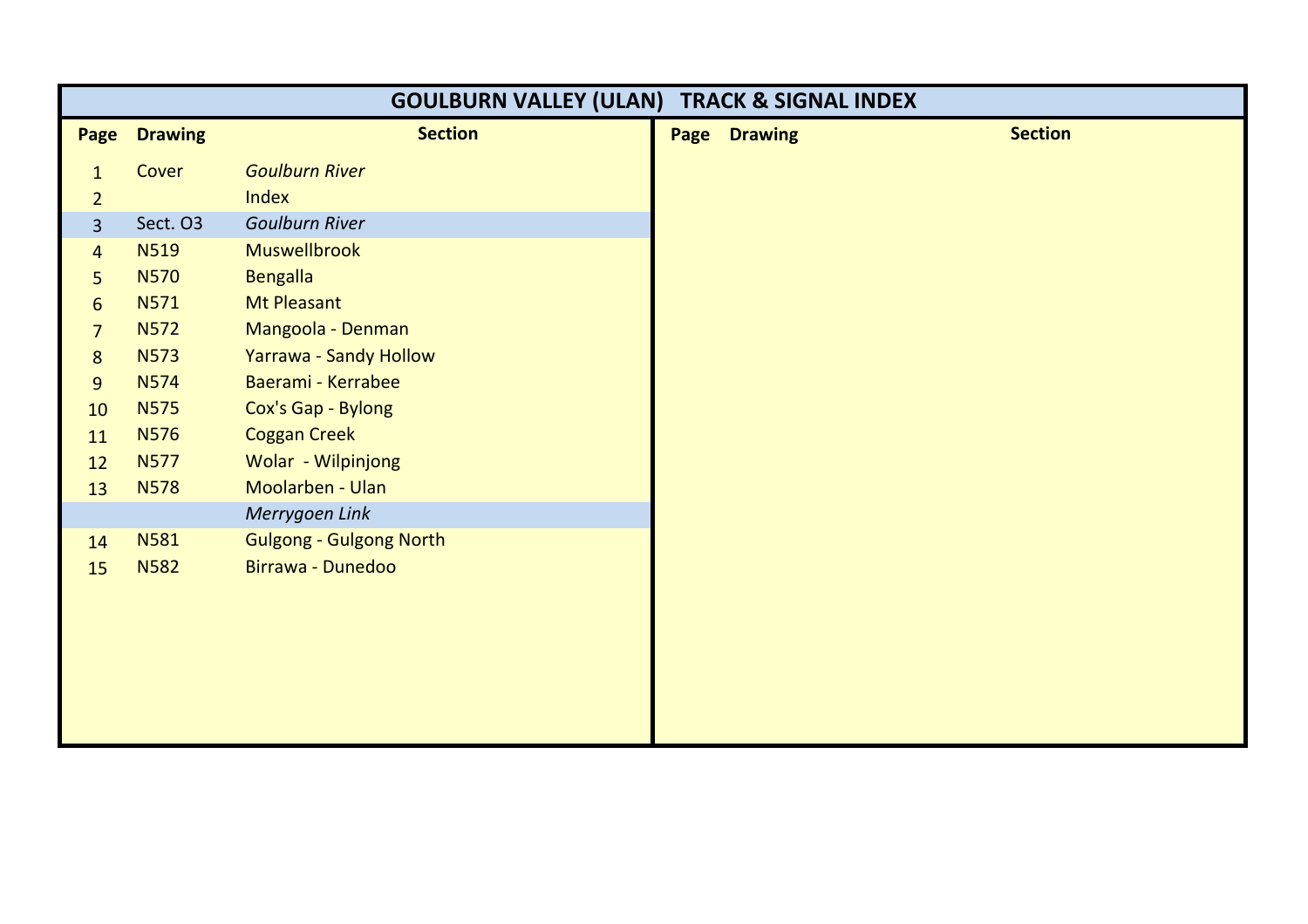# GOULBURN VALLEY (ULAN) TRACK & SIGNAL INDEX

| Page | Drawing | Section |
|---|---|---|
| 1 | Cover | *Goulburn River* |
| 2 | | Index |
| 3 | Sect. O3 | *Goulburn River* |
| 4 | N519 | Muswellbrook |
| 5 | N570 | Bengalla |
| 6 | N571 | Mt Pleasant |
| 7 | N572 | Mangoola - Denman |
| 8 | N573 | Yarrawa - Sandy Hollow |
| 9 | N574 | Baerami - Kerrabee |
| 10 | N575 | Cox's Gap - Bylong |
| 11 | N576 | Coggan Creek |
| 12 | N577 | Wolar - Wilpinjong |
| 13 | N578 | Moolarben - Ulan |
| | | *Merrygoen Link* |
| 14 | N581 | Gulgong - Gulgong North |
| 15 | N582 | Birrawa - Dunedoo |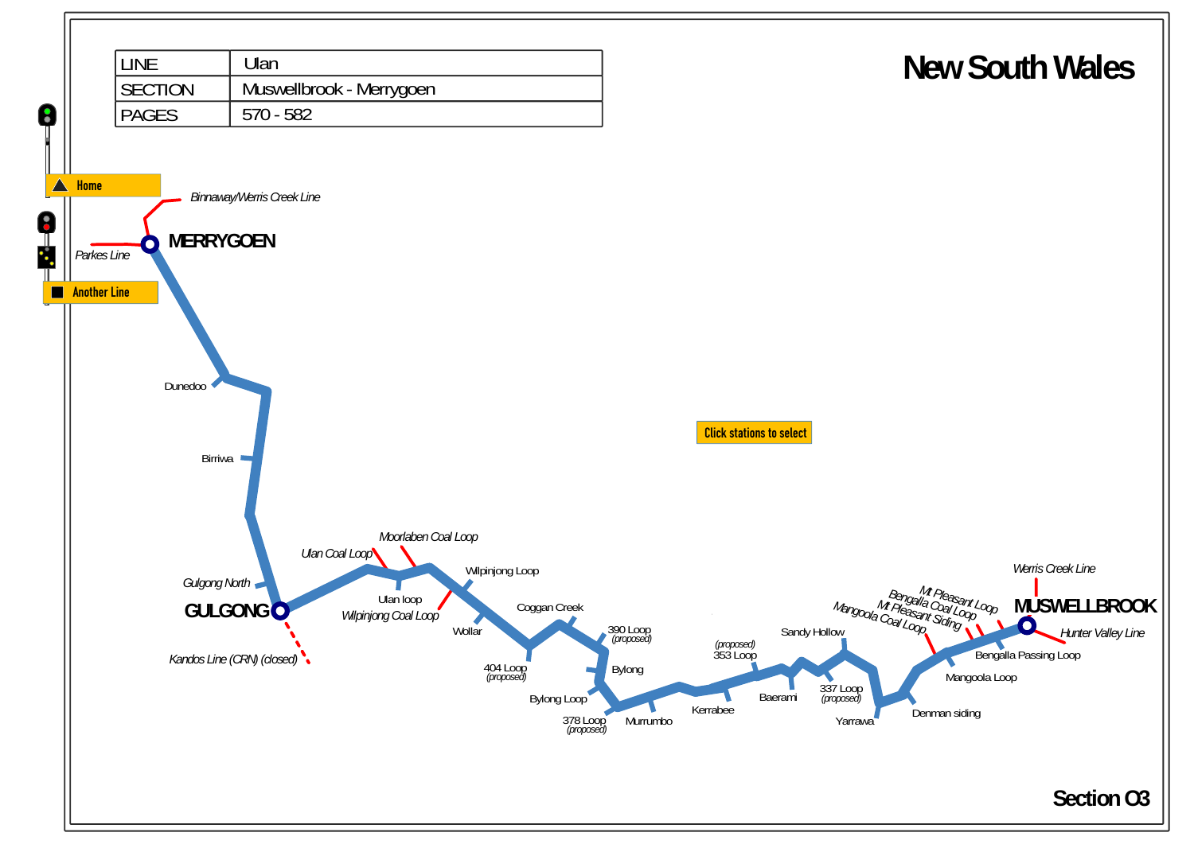| LINE | Ulan |
| --- | --- |
| SECTION | Muswellbrook - Merrygoen |
| PAGES | 570 - 582 |

# New South Wales

Home

Another Line

Click stations to select

Binnaway/Werris Creek Line

MERRYGOEN

Parkes Line

Dunedoo

Birriwa

Gulgong North

GULGONG

Kandos Line (CRN) (closed)

Ulan Coal Loop

Moorlaben Coal Loop

Ulan loop

Wilpinjong Coal Loop

Wilpinjong Loop

Wollar

Coggan Creek

404 Loop (proposed)

390 Loop (proposed)

Bylong

Bylong Loop

378 Loop (proposed)

Murrumbo

Kerrabee

(proposed) 353 Loop

Baerami

Sandy Hollow

337 Loop (proposed)

Yarrawa

Denman siding

Mangoola Coal Loop

Mt Pleasant Siding

Bengalla Coal Loop

Mt Pleasant Loop

Mangoola Loop

Bengalla Passing Loop

Werris Creek Line

MUSWELLBROOK

Hunter Valley Line

Section O3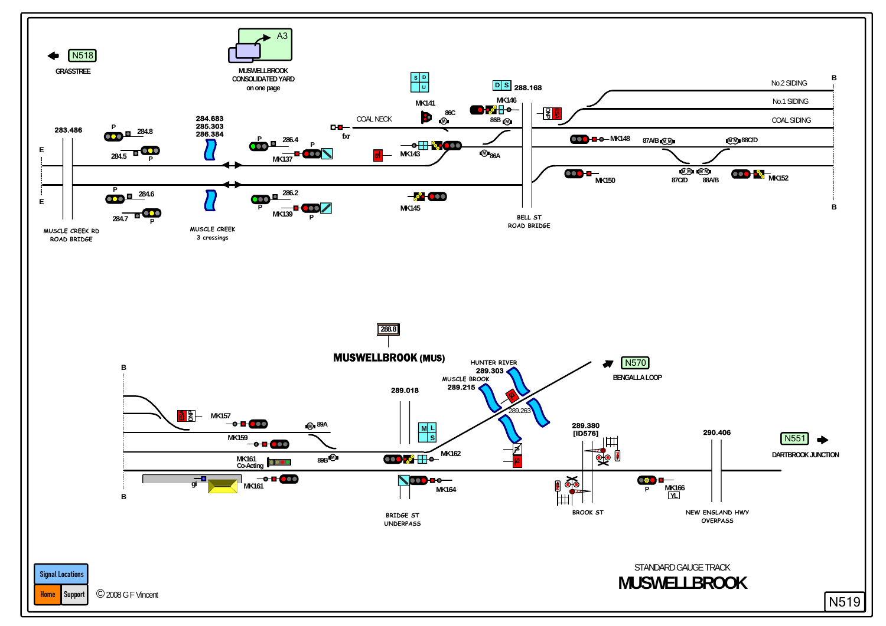N518
GRASSTREE

MUSWELLBROOK CONSOLIDATED YARD on one page

A3

283.486

E

MUSCLE CREEK RD ROAD BRIDGE

284.8

284.5

284.6

284.7

P

284.683
285.303
286.384

MUSCLE CREEK
3 crossings

286.4

286.2

MK137

MK139

fxr

COAL NECK

MK141

86C

86B

MK143

MK145

MK146

288.168

86A

No.2 SIDING

No.1 SIDING

COAL SIDING

MK148

87A/B

88C/D

87C/D

88A/B

MK150

MK152

BELL ST ROAD BRIDGE

B

288.8

# MUSWELLBROOK (MUS)

HUNTER RIVER
289.303

MUSCLE BROOK
289.215

289.018

289.263

N570
BENGALLA LOOP

MK157

MK159

89A

MK161 Co-Acting

89B

gi

MK161

MK162

MK164

BRIDGE ST UNDERPASS

289.380
[ID576]

BROOK ST

MK166

YL

290.406

NEW ENGLAND HWY OVERPASS

N551
DARTBROOK JUNCTION

Signal Locations

Home | Support

© 2008 G F Vincent

STANDARD GAUGE TRACK

# MUSWELLBROOK

N519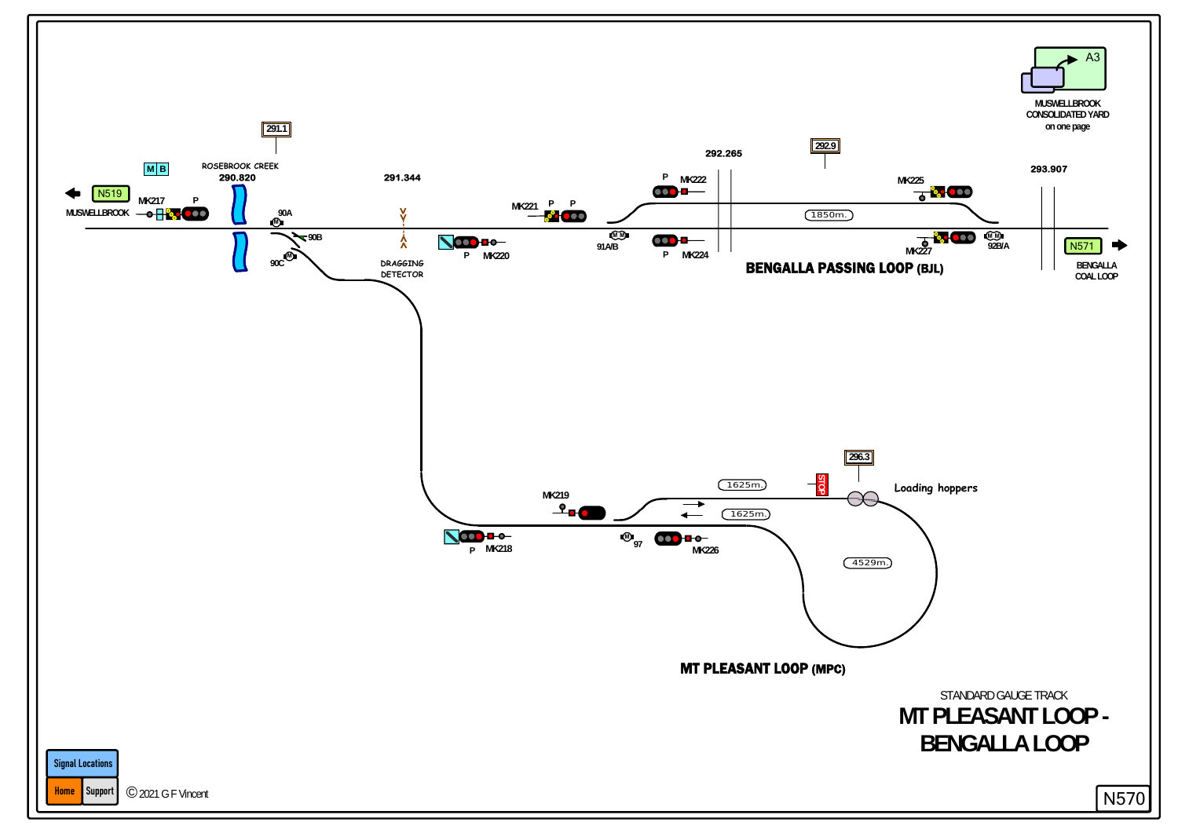# MT PLEASANT LOOP - BENGALLA LOOP

STANDARD GAUGE TRACK

N570

MUSWELLBROOK CONSOLIDATED YARD on one page

A3

N519 MUSWELLBROOK

N571 BENGALLA COAL LOOP

MB

MK217 P

291.1

ROSEBROOK CREEK 290.820

90A 90B 90C

291.344

DRAGGING DETECTOR

P MK220

MK221 P P

91A/B

292.265

P MK222

P MK224

292.9

1850m.

MK225

MK227

92B/A

293.907

**BENGALLA PASSING LOOP (BJL)**

MK219

P MK218

97

MK226

1625m.

1625m.

STOP

296.3

Loading hoppers

4529m.

**MT PLEASANT LOOP (MPC)**

Signal Locations

Home Support

© 2021 G F Vincent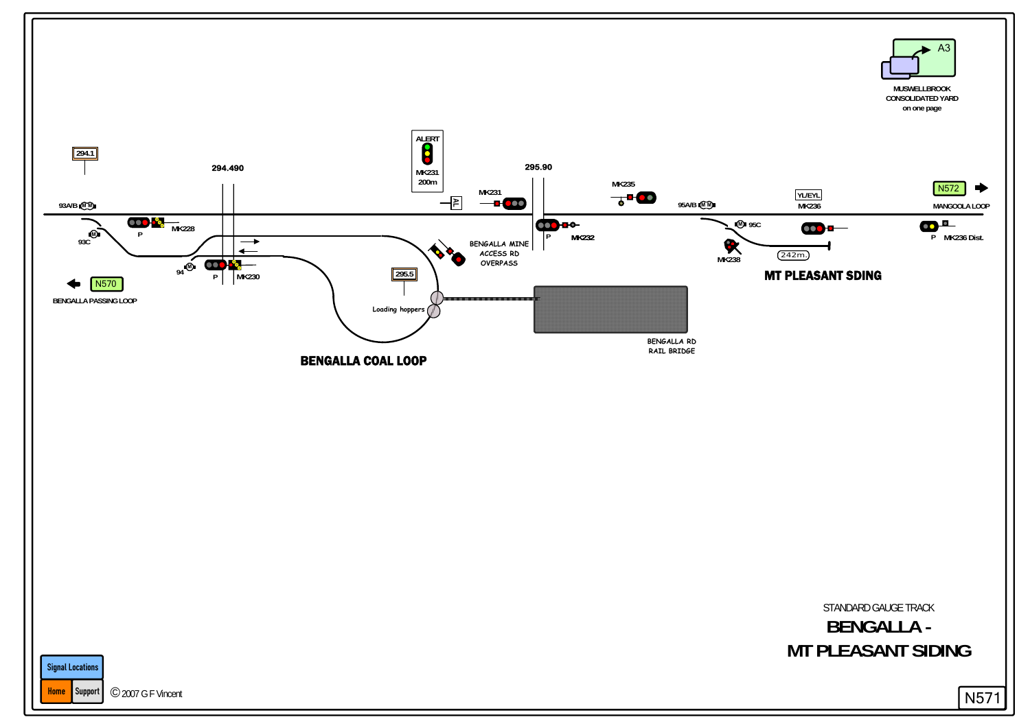A3

MUSWELLBROOK CONSOLIDATED YARD on one page

294.1

294.490

ALERT

MK231 200m

AL

295.90

MK231

MK235

93A/B

93C

P

MK228

94

P

MK230

295.5

Loading hoppers

BENGALLA MINE ACCESS RD OVERPASS

P

MK232

95A/B

95C

MK238

YL/EYL

MK236

242m.

N572

MANGOOLA LOOP

P

MK236 Dist.

N570

BENGALLA PASSING LOOP

BENGALLA COAL LOOP

BENGALLA RD RAIL BRIDGE

MT PLEASANT SDING

STANDARD GAUGE TRACK

# BENGALLA - MT PLEASANT SIDING

Signal Locations

Home

Support

© 2007 G F Vincent

N571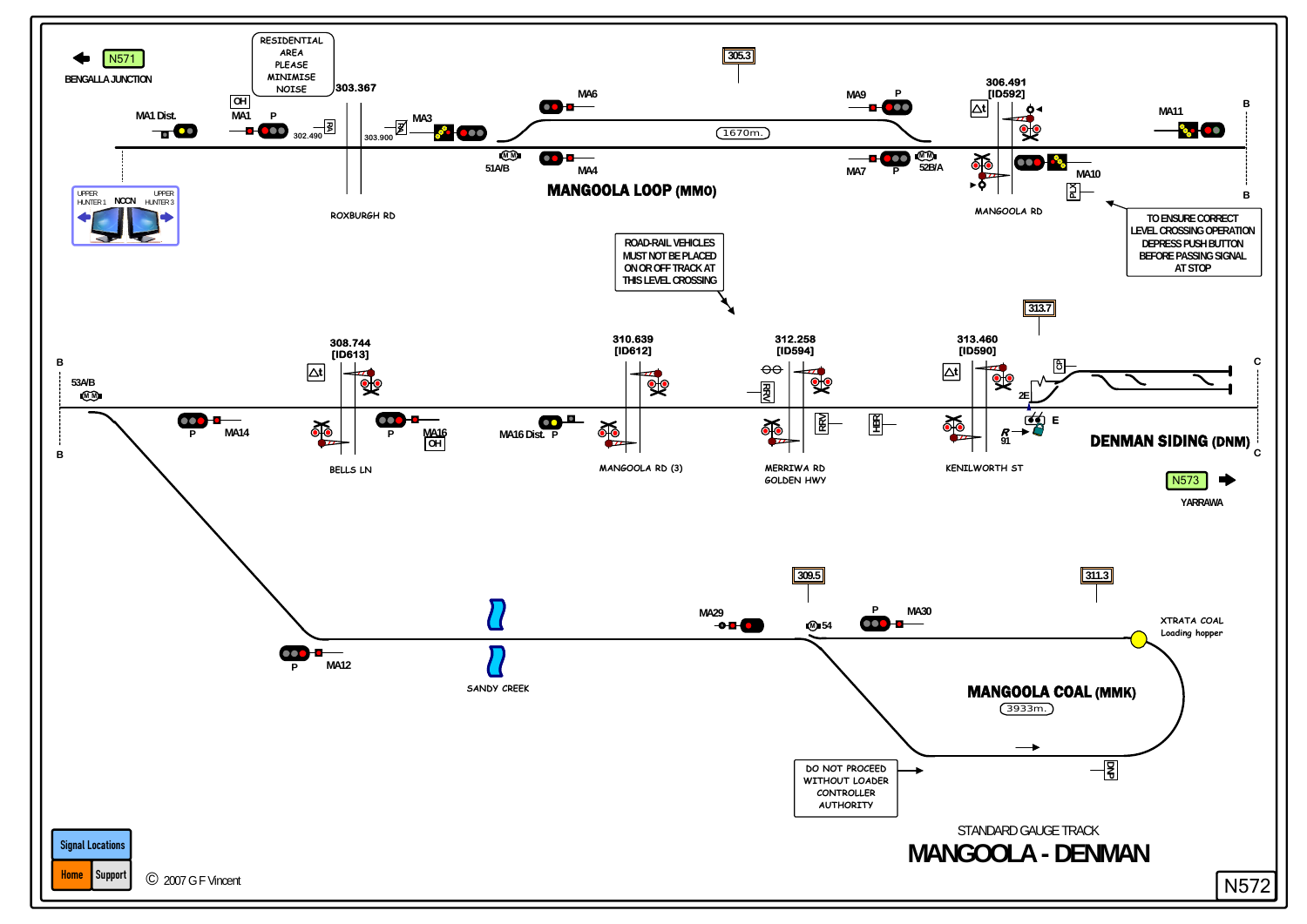N571

BENGALLA JUNCTION

RESIDENTIAL AREA PLEASE MINIMISE NOISE

MA1 Dist.

OH

MA1 P

302.490

303.367

RA

303.900

MA3

MA6

305.3

1670m.

MA9 P

306.491
[ID592]

MA11

B

51A/B

MA4

MA7 P

52B/A

MA10

MANGOOLA RD

B

UPPER HUNTER 1 NCCN UPPER HUNTER 3

ROXBURGH RD

## MANGOOLA LOOP (MMO)

TO ENSURE CORRECT LEVEL CROSSING OPERATION DEPRESS PUSH BUTTON BEFORE PASSING SIGNAL AT STOP

ROAD-RAIL VEHICLES MUST NOT BE PLACED ON OR OFF TRACK AT THIS LEVEL CROSSING

313.7

B

53A/B

308.744
[ID613]

310.639
[ID612]

312.258
[ID594]

313.460
[ID590]

C

P MA14

P MA16
OH

MA16 Dist. P

RRV

RRV

HBR

2E

E

R
91

## DENMAN SIDING (DNM)

C

B

BELLS LN

MANGOOLA RD (3)

MERRIWA RD
GOLDEN HWY

KENILWORTH ST

N573

YARRAWA

309.5

311.3

MA29

54

P MA30

XTRATA COAL
Loading hopper

P MA12

SANDY CREEK

## MANGOOLA COAL (MMK)

3933m.

DO NOT PROCEED WITHOUT LOADER CONTROLLER AUTHORITY

DNP

Signal Locations

Home Support

© 2007 G F Vincent

STANDARD GAUGE TRACK

# MANGOOLA - DENMAN

N572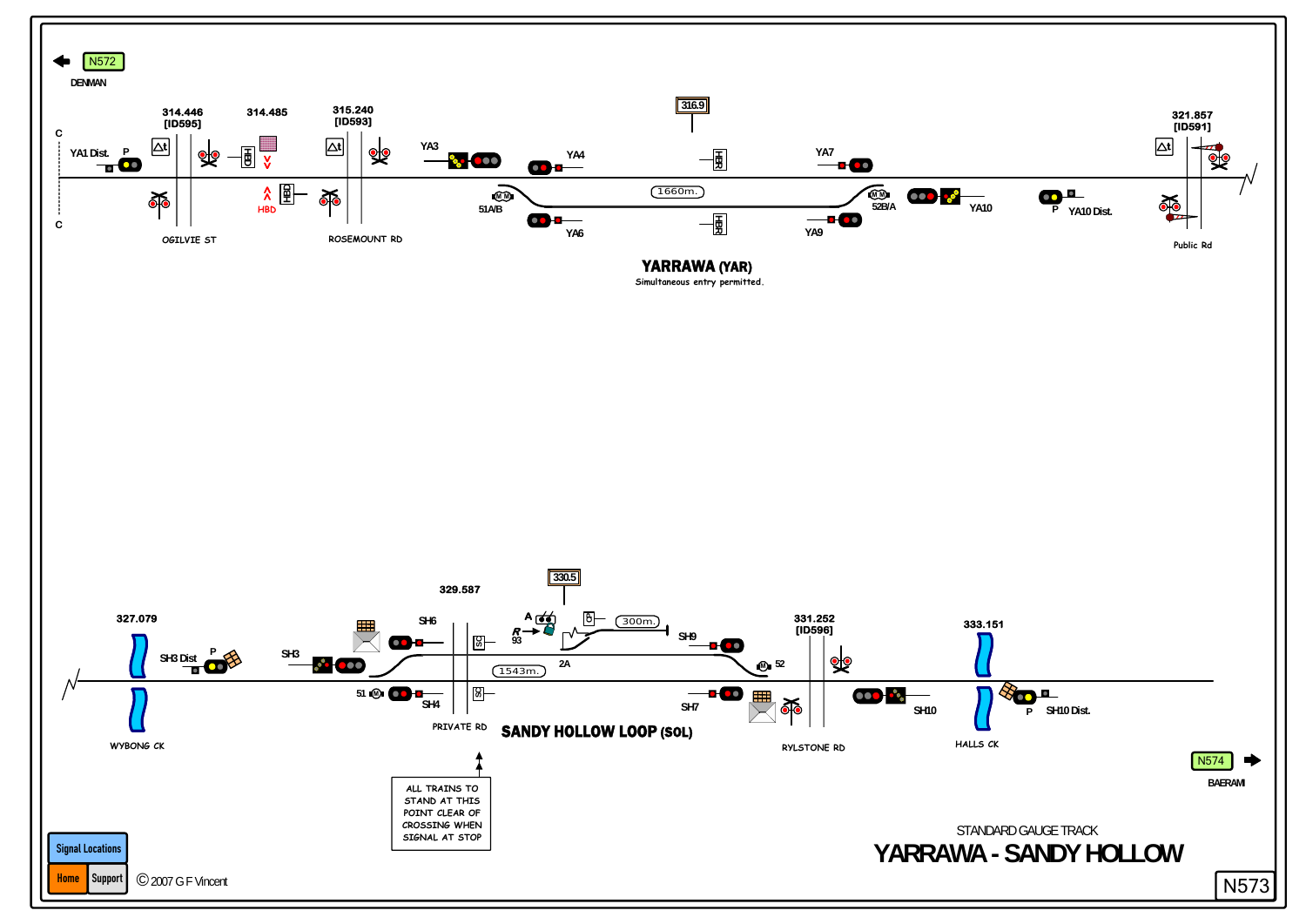N572

DENMAN

314.446 [ID595]

314.485

315.240 [ID593]

316.9

321.857 [ID591]

YA1 Dist. P

HBD

YA3

YA4

51A/B

YA6

1660m.

YA7

52B/A

YA9

YA10

P YA10 Dist.

OGILVIE ST

ROSEMOUNT RD

Public Rd

## YARRAWA (YAR)

Simultaneous entry permitted.

327.079

SH3 Dist P

SH3

329.587

SH6

51

SH4

330.5

A

R 93

300m.

2A

1543m.

SH9

52

SH7

331.252 [ID596]

SH10

333.151

P SH10 Dist.

WYBONG CK

PRIVATE RD

## SANDY HOLLOW LOOP (SOL)

RYLSTONE RD

HALLS CK

N574

BAERAMI

ALL TRAINS TO STAND AT THIS POINT CLEAR OF CROSSING WHEN SIGNAL AT STOP

STANDARD GAUGE TRACK

# YARRAWA - SANDY HOLLOW

N573

Signal Locations

Home Support

© 2007 G F Vincent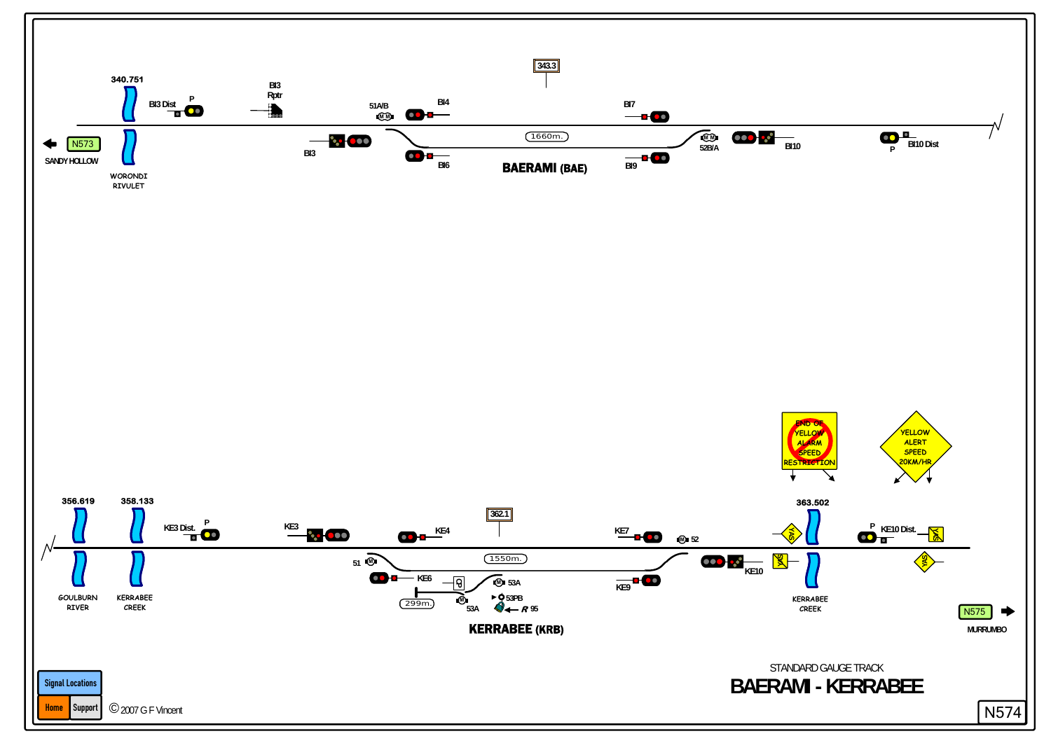343.3

340.751

BI3 Dist

P

BI3 Rptr

51A/B

BI4

BI7

N573

SANDY HOLLOW

WORONDI RIVULET

BI3

1660m.

BI6

BAERAMI (BAE)

BI9

52B/A

BI10

P

BI10 Dist

END OF YELLOW ALARM SPEED RESTRICTION

YELLOW ALERT SPEED 20KM/HR

356.619

358.133

KE3 Dist.

P

KE3

362.1

KE4

KE7

52

363.502

P

KE10 Dist.

51

1550m.

KE6

53A

299m.

53A

53PB

R 95

KE9

KE10

GOULBURN RIVER

KERRABEE CREEK

KERRABEE (KRB)

KERRABEE CREEK

N575

MURRUMBO

Signal Locations

Home

Support

© 2007 G F Vincent

STANDARD GAUGE TRACK

# BAERAMI - KERRABEE

N574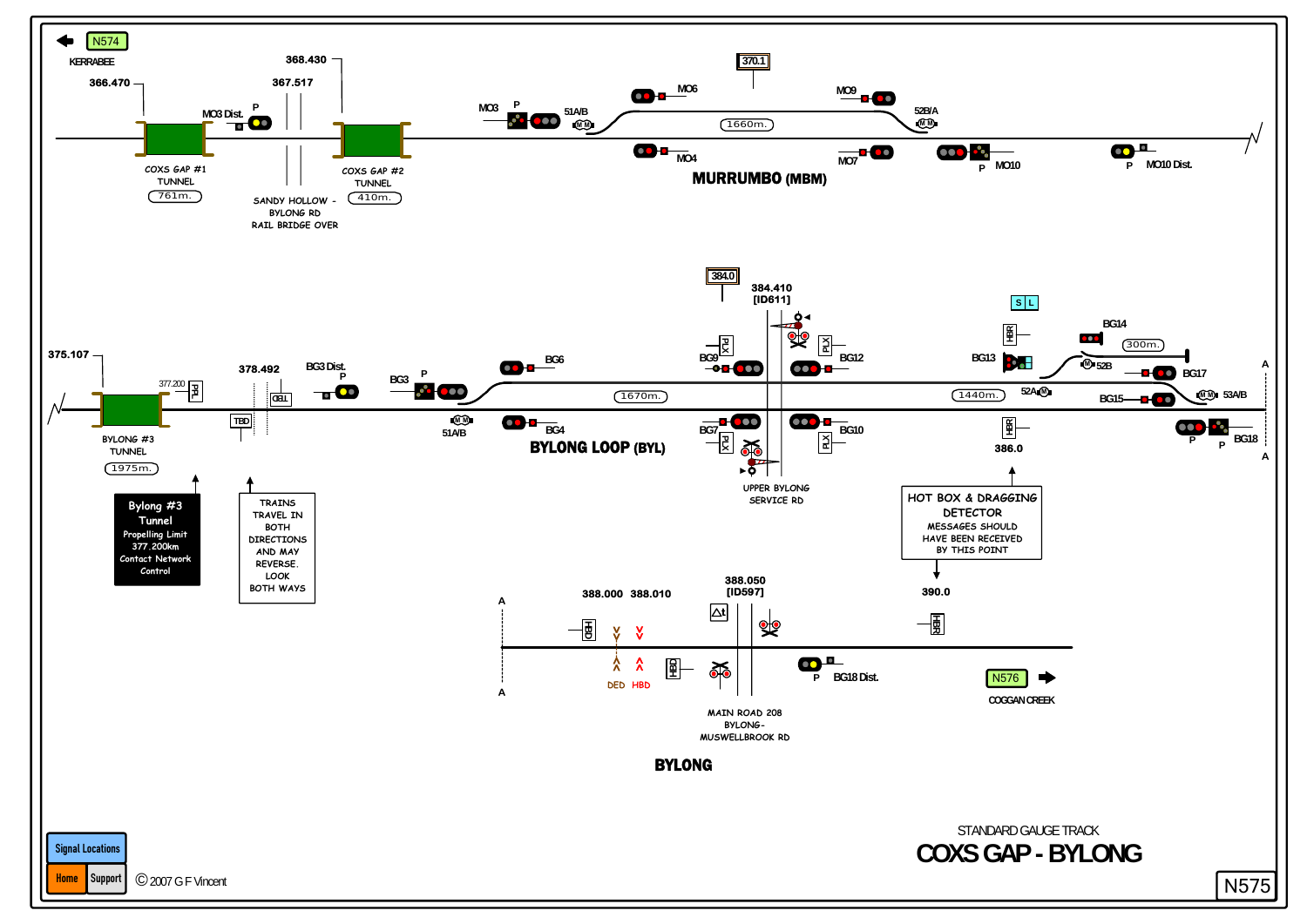N574
KERRABEE

366.470
368.430
367.517
370.1

MO3 Dist.
P
MO3
P
51A/B
MO6
MO9
52B/A

COXS GAP #1
TUNNEL
761m.

SANDY HOLLOW -
BYLONG RD
RAIL BRIDGE OVER

COXS GAP #2
TUNNEL
410m.

1660m.

MO4
MO7
P
MO10
P
MO10 Dist.

**MURRUMBO (MBM)**

384.0
384.410
[ID611]

375.107
377.200
PRL
378.492
BG3 Dist.
P
BG3
P
BG6
PLX
BG9
PLX
BG12
S L
HBR
BG13
BG14
300m.
52B
BG17
A

OBL
TBD

BYLONG #3
TUNNEL
1975m.

51A/B
1670m.
1440m.
52A
BG15
53A/B

BG4
BG7
BG10
PLX
PLX
HBR
386.0
P
P
BG18
A

**BYLONG LOOP (BYL)**

UPPER BYLONG
SERVICE RD

**Bylong #3 Tunnel**
Propelling Limit
377.200km
Contact Network
Control

TRAINS
TRAVEL IN
BOTH
DIRECTIONS
AND MAY
REVERSE.
LOOK
BOTH WAYS

HOT BOX & DRAGGING
DETECTOR
MESSAGES SHOULD
HAVE BEEN RECEIVED
BY THIS POINT

A
388.000
388.010
388.050
[ID597]
390.0
HBD
HBR
HBD
DED
HBD
A
P
BG18 Dist.

MAIN ROAD 208
BYLONG-
MUSWELLBROOK RD

N576
COGGAN CREEK

**BYLONG**

STANDARD GAUGE TRACK
# COXS GAP - BYLONG

Signal Locations
Home
Support
© 2007 G F Vincent

N575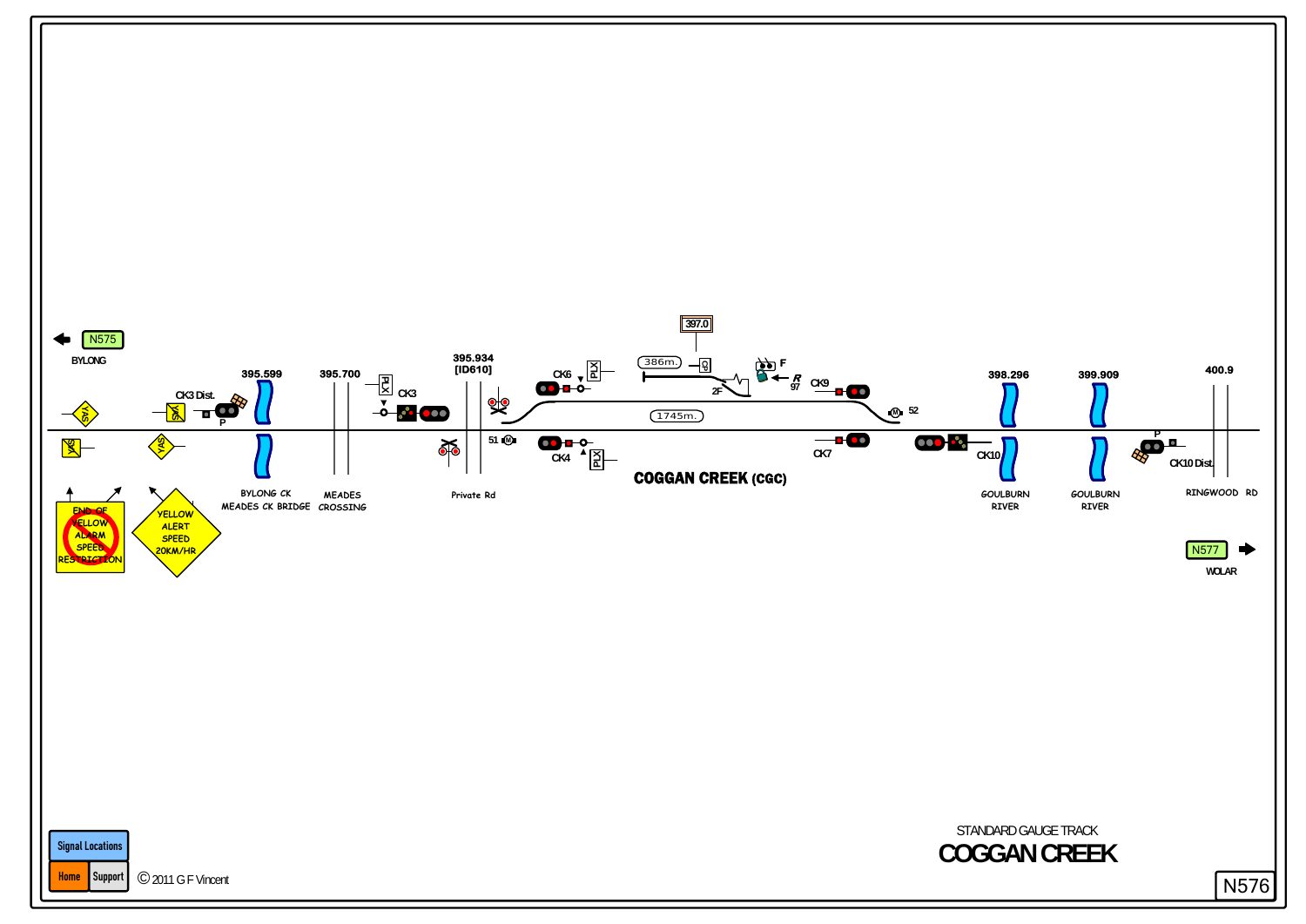N575

BYLONG

CK3 Dist.

P

395.599

BYLONG CK
MEADES CK BRIDGE

395.700

MEADES
CROSSING

PLX

CK3

395.934
[ID610]

Private Rd

51

CK6

PLX

CK4

PLX

397.0

386m.

2F

F

R
97

1745m.

CK9

CK7

52

COGGAN CREEK (CGC)

CK10

398.296

GOULBURN
RIVER

399.909

GOULBURN
RIVER

P

CK10 Dist.

400.9

RINGWOOD RD

N577

WOLAR

YAS

YAS

YAS

YAS

END OF
YELLOW
ALARM
SPEED
RESTRICTION

YELLOW
ALERT
SPEED
20KM/HR

STANDARD GAUGE TRACK

# COGGAN CREEK

N576

Signal Locations

Home Support

© 2011 G F Vincent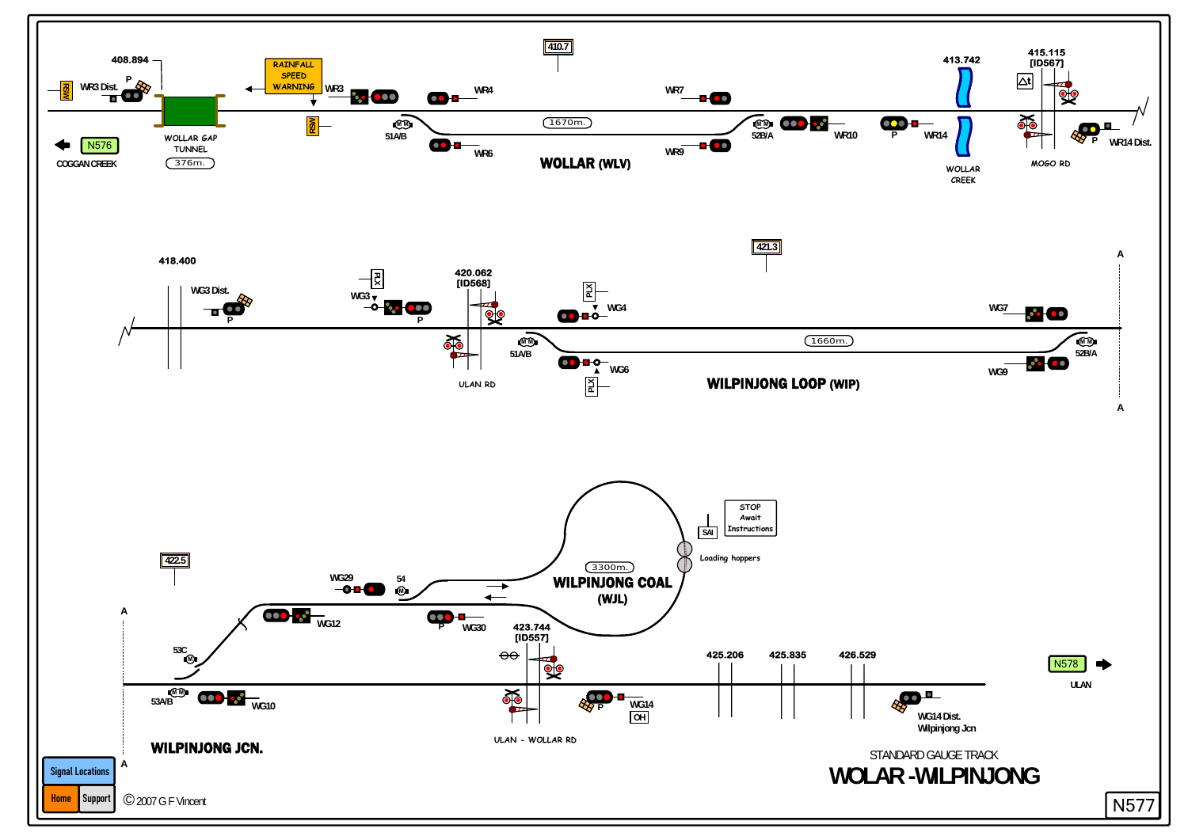## WOLLAR (WLV)

408.894

WR3 Dist.

RSW

P

WOLLAR GAP TUNNEL

376m.

N576

COGGAN CREEK

RAINFALL SPEED WARNING

RSW

WR3

WR4

410.7

51A/B

WR6

1670m.

WR7

WR9

52B/A

WR10

P

WR14

413.742

WOLLAR CREEK

415.115
[ID567]

MOGO RD

P

WR14 Dist.

## WILPINJONG LOOP (WIP)

418.400

WG3 Dist.

P

PLX

WG3

P

420.062
[ID568]

ULAN RD

51A/B

PLX

WG4

WG6

PLX

421.3

1660m.

WG7

WG9

52B/A

A

A

## WILPINJONG COAL (WJL)

3300m.

SAI

STOP Await Instructions

Loading hoppers

422.5

WG29

54

A

WG12

53C

53A/B

WG10

P

WG30

423.744
[ID557]

ULAN - WOLLAR RD

P

WG14

OH

425.206

425.835

426.529

WG14 Dist.
Wilpinjong Jcn

N578

ULAN

## WILPINJONG JCN.

A

STANDARD GAUGE TRACK

# WOLAR - WILPINJONG

N577

Signal Locations

Home

Support

© 2007 G F Vincent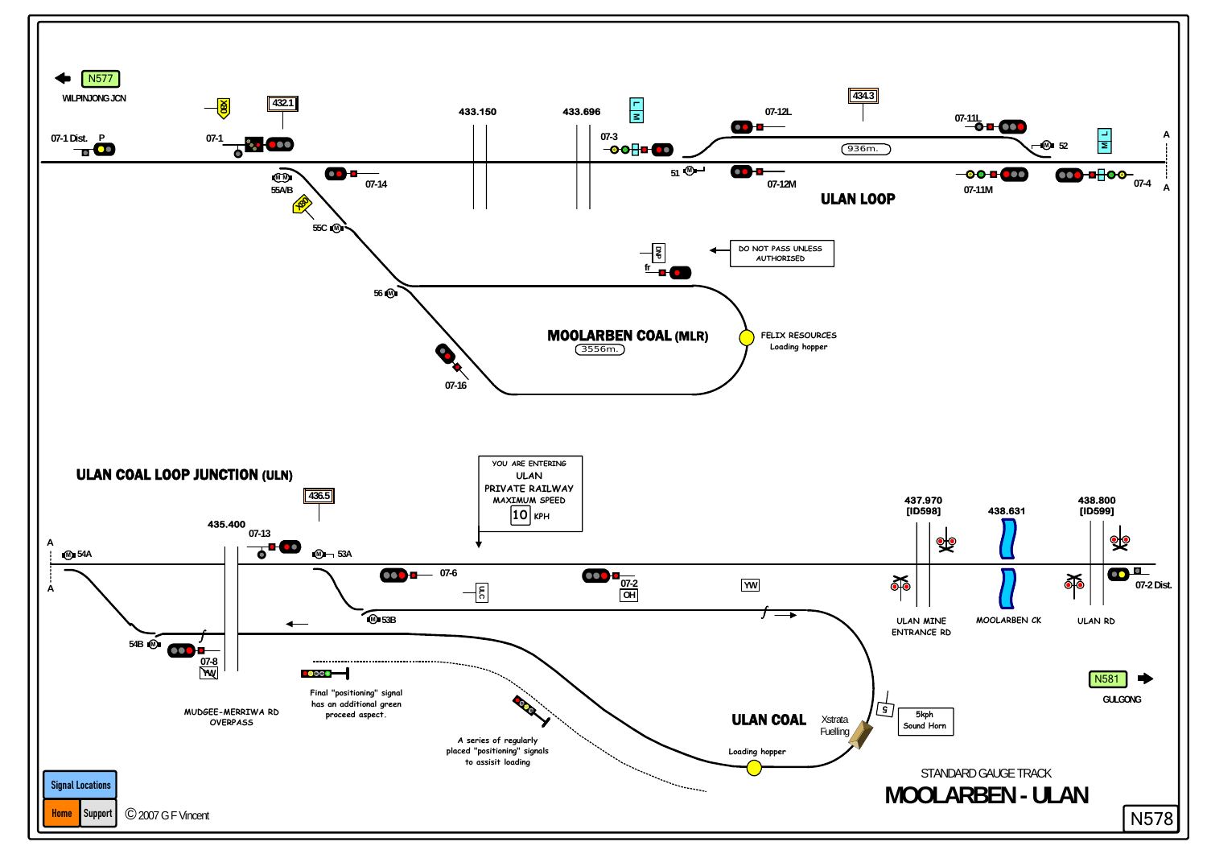N577

WILPINJONG JCN

07-1 Dist. P

07-1

432.1

433.150

433.696

07-3

07-12L

434.3

07-11L

52

936m.

51

07-12M

07-11M

07-4

A

A

55A/B

07-14

55C

**ULAN LOOP**

DO NOT PASS UNLESS AUTHORISED

fr

56

**MOOLARBEN COAL (MLR)**

3556m.

FELIX RESOURCES
Loading hopper

07-16

**ULAN COAL LOOP JUNCTION (ULN)**

YOU ARE ENTERING
ULAN
PRIVATE RAILWAY
MAXIMUM SPEED
10 KPH

436.5

435.400

07-13

54A

53A

A

A

07-6

07-2

OH

YW

437.970
[ID598]

438.631

438.800
[ID599]

53B

54B

07-8

YW

ULAN MINE ENTRANCE RD

MOOLARBEN CK

ULAN RD

07-2 Dist.

N581

GULGONG

MUDGEE-MERRIWA RD OVERPASS

Final "positioning" signal has an additional green proceed aspect.

A series of regularly placed "positioning" signals to assist loading

**ULAN COAL**

Xstrata Fuelling

5kph
Sound Horn

Loading hopper

STANDARD GAUGE TRACK

# MOOLARBEN - ULAN

N578

Signal Locations

Home Support

© 2007 G F Vincent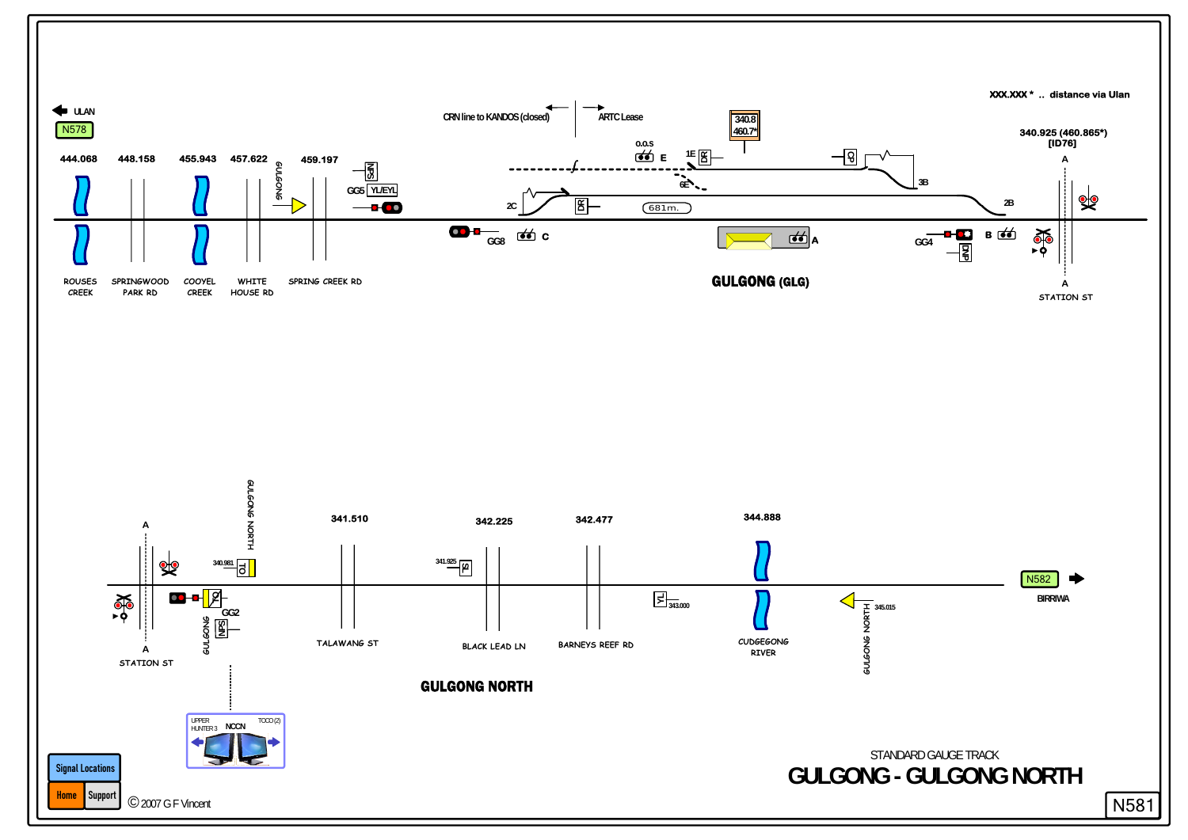# GULGONG - GULGONG NORTH

STANDARD GAUGE TRACK

XXX.XXX * .. distance via Ulan

ULAN N578

CRN line to KANDOS (closed) | ARTC Lease

| 444.068 | 448.158 | 455.943 | 457.622 | 459.197 |
|---|---|---|---|---|
| ROUSES CREEK | SPRINGWOOD PARK RD | COOYEL CREEK | WHITE HOUSE RD | SPRING CREEK RD |

GULGONG

GG5 NPS YL/EYL

GG8 C

2C DR 681m.

O.O.S E 1E DR 6E

340.8 460.7*

CP 3B 2B

GULGONG (GLG)

A

GG4 DNP B

340.925 (460.865*) [ID76]

A STATION ST A

## GULGONG NORTH

A STATION ST A

340.981 TO

GG2 TO NPS GULGONG

GULGONG NORTH

| 341.510 | 342.225 | 342.477 | 344.888 |
|---|---|---|---|
| TALAWANG ST | BLACK LEAD LN | BARNEYS REEF RD | CUDGEGONG RIVER |

341.925 TL

YL 343.000

345.015 GULGONG NORTH

N582 BIRRIWA

UPPER HUNTER 3 NCCN TOCO (2)

Signal Locations

Home Support

© 2007 G F Vincent

N581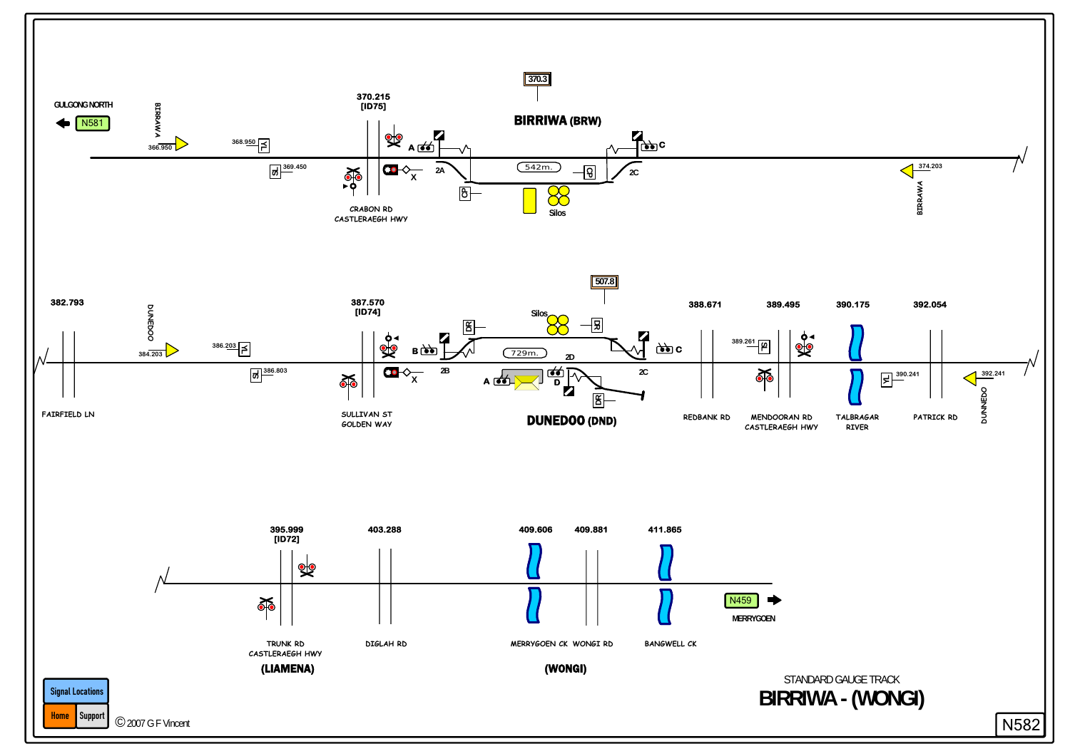GULGONG NORTH

N581

BIRRIWA

366.950

368.950

369.450

370.215
[ID75]

370.3

BIRRIWA (BRW)

A

C

2A

542m.

2C

X

CRABON RD
CASTLEREAGH HWY

Silos

374.203

BIRRIWA

382.793

DUNEDOO

384.203

386.203

386.803

387.570
[ID74]

507.8

Silos

B

C

2B

729m.

2D

2C

X

A

D

SULLIVAN ST
GOLDEN WAY

FAIRFIELD LN

DUNEDOO (DND)

388.671

389.495

389.261

390.175

392.054

390.241

392.241

REDBANK RD

MENDOORAN RD
CASTLEREAGH HWY

TALBRAGAR
RIVER

PATRICK RD

DUNNEDO

395.999
[ID72]

403.288

409.606

409.881

411.865

TRUNK RD
CASTLEREAGH HWY

(LIAMENA)

DIGLAH RD

MERRYGOEN CK

WONGI RD

(WONGI)

BANGWELL CK

N459

MERRYGOEN

Signal Locations

Home

Support

© 2007 G F Vincent

STANDARD GAUGE TRACK

BIRRIWA - (WONGI)

N582